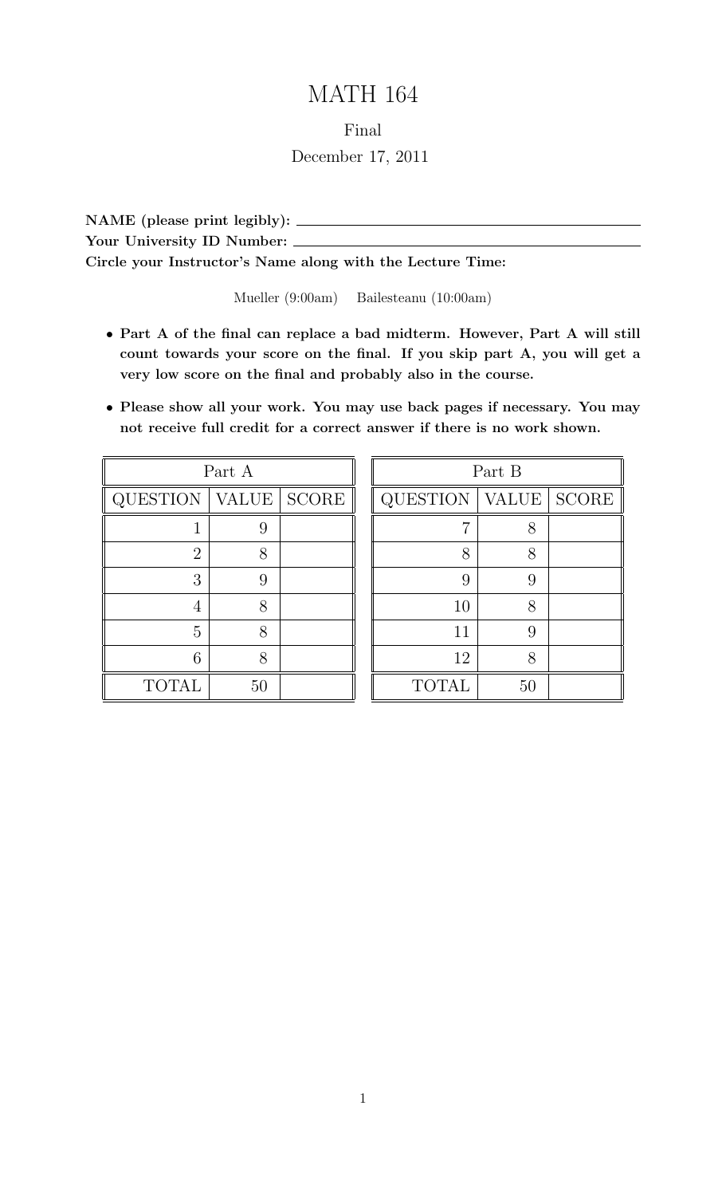# MATH 164

Final

December 17, 2011

**NAME (please print legibly):** \_\_\_\_\_\_\_\_\_\_\_\_\_\_\_\_\_\_\_\_\_\_\_\_\_\_\_\_\_\_\_\_\_\_\_\_\_\_\_\_

**Your University ID Number:** \_\_\_\_\_\_\_\_\_\_\_\_\_\_\_\_\_\_\_\_\_\_\_\_\_\_\_\_\_\_\_\_\_\_\_\_\_\_\_\_

**Circle your Instructor's Name along with the Lecture Time:**

Mueller (9:00am)  Bailesteanu (10:00am)

- **Part A of the final can replace a bad midterm. However, Part A will still count towards your score on the final. If you skip part A, you will get a very low score on the final and probably also in the course.**
- **Please show all your work. You may use back pages if necessary. You may not receive full credit for a correct answer if there is no work shown.**

| Part A | | |
|---|---|---|
| QUESTION | VALUE | SCORE |
| 1 | 9 | |
| 2 | 8 | |
| 3 | 9 | |
| 4 | 8 | |
| 5 | 8 | |
| 6 | 8 | |
| TOTAL | 50 | |

| Part B | | |
|---|---|---|
| QUESTION | VALUE | SCORE |
| 7 | 8 | |
| 8 | 8 | |
| 9 | 9 | |
| 10 | 8 | |
| 11 | 9 | |
| 12 | 8 | |
| TOTAL | 50 | |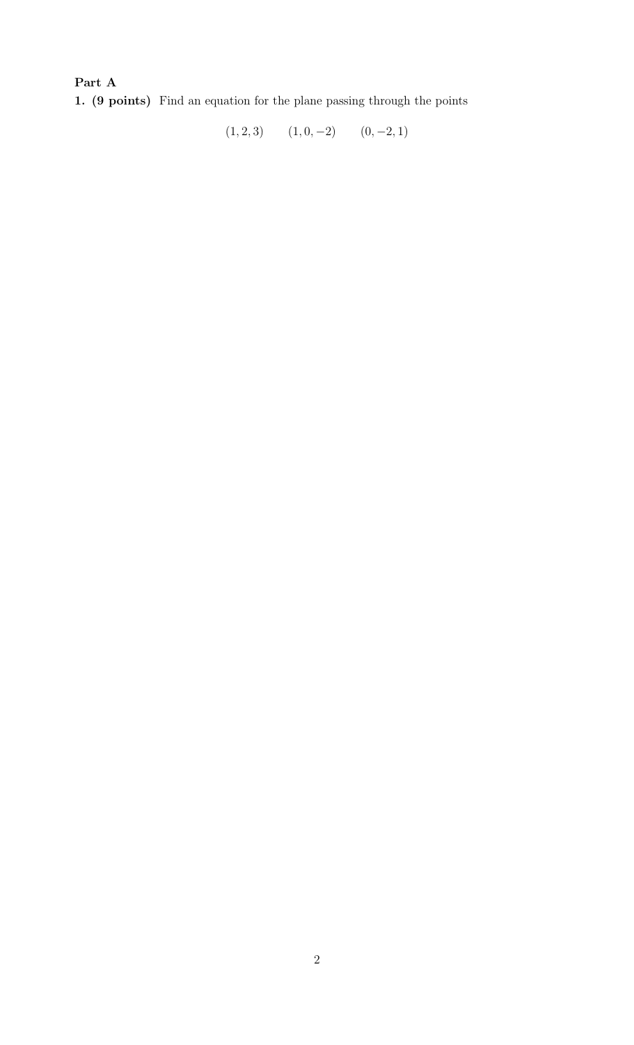**Part A**

**1. (9 points)** Find an equation for the plane passing through the points

$$(1, 2, 3) \qquad (1, 0, -2) \qquad (0, -2, 1)$$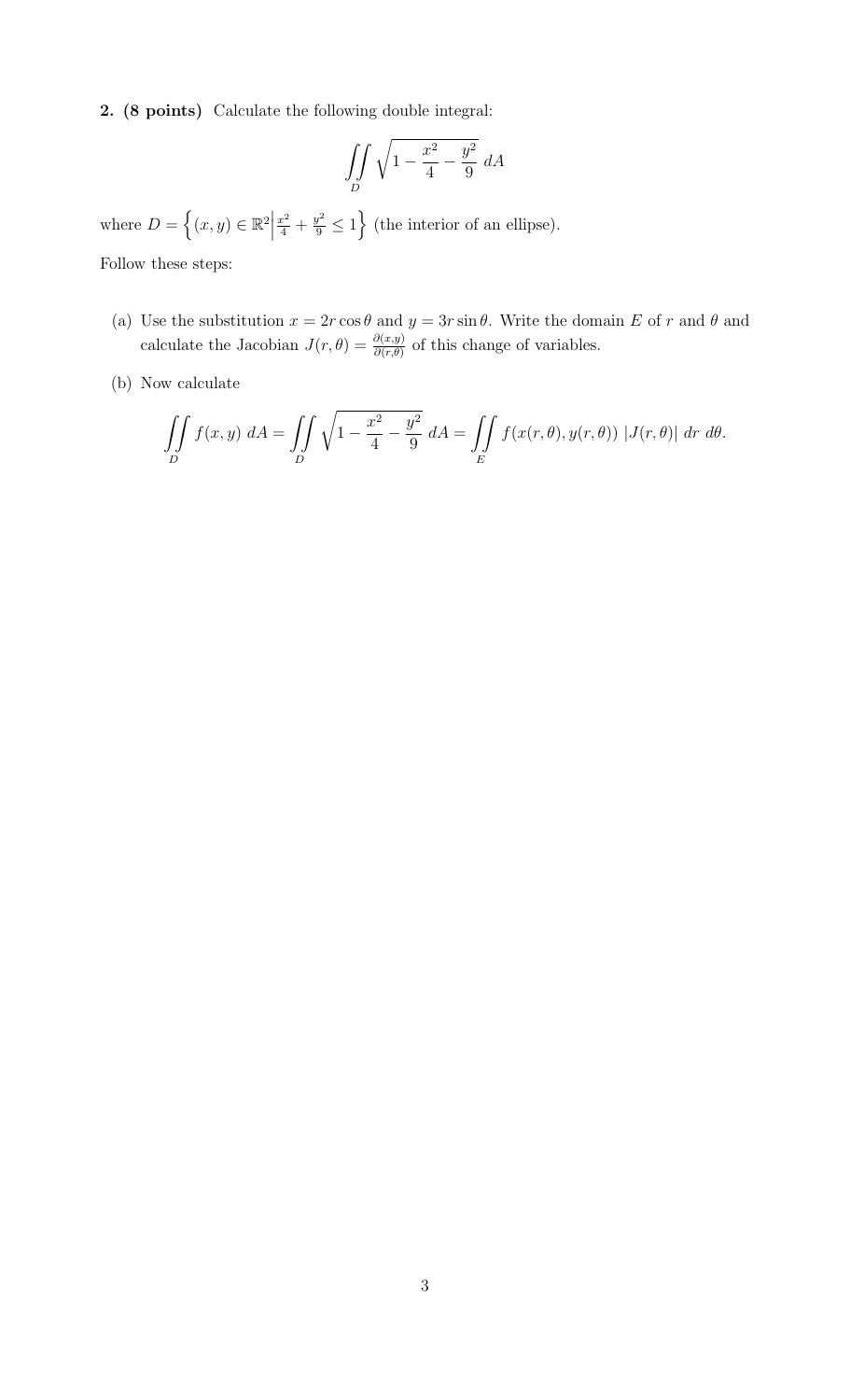**2. (8 points)** Calculate the following double integral:

$$\iint\limits_{D} \sqrt{1 - \frac{x^2}{4} - \frac{y^2}{9}}\; dA$$

where $D = \left\{(x, y) \in \mathbb{R}^2 \middle| \frac{x^2}{4} + \frac{y^2}{9} \leq 1\right\}$ (the interior of an ellipse).

Follow these steps:

(a) Use the substitution $x = 2r\cos\theta$ and $y = 3r\sin\theta$. Write the domain $E$ of $r$ and $\theta$ and calculate the Jacobian $J(r, \theta) = \frac{\partial(x,y)}{\partial(r,\theta)}$ of this change of variables.

(b) Now calculate

$$\iint\limits_{D} f(x, y)\; dA = \iint\limits_{D} \sqrt{1 - \frac{x^2}{4} - \frac{y^2}{9}}\; dA = \iint\limits_{E} f(x(r, \theta), y(r, \theta))\; |J(r, \theta)|\; dr\; d\theta.$$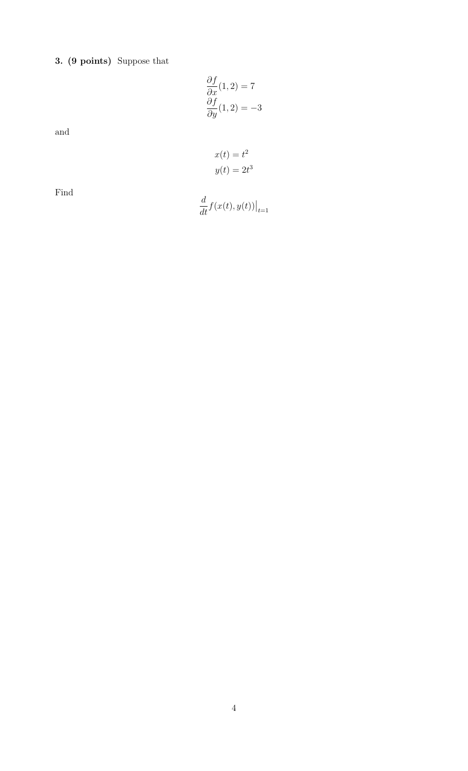**3. (9 points)** Suppose that

$$\frac{\partial f}{\partial x}(1,2) = 7$$
$$\frac{\partial f}{\partial y}(1,2) = -3$$

and

$$x(t) = t^2$$
$$y(t) = 2t^3$$

Find

$$\frac{d}{dt} f(x(t), y(t))\Big|_{t=1}$$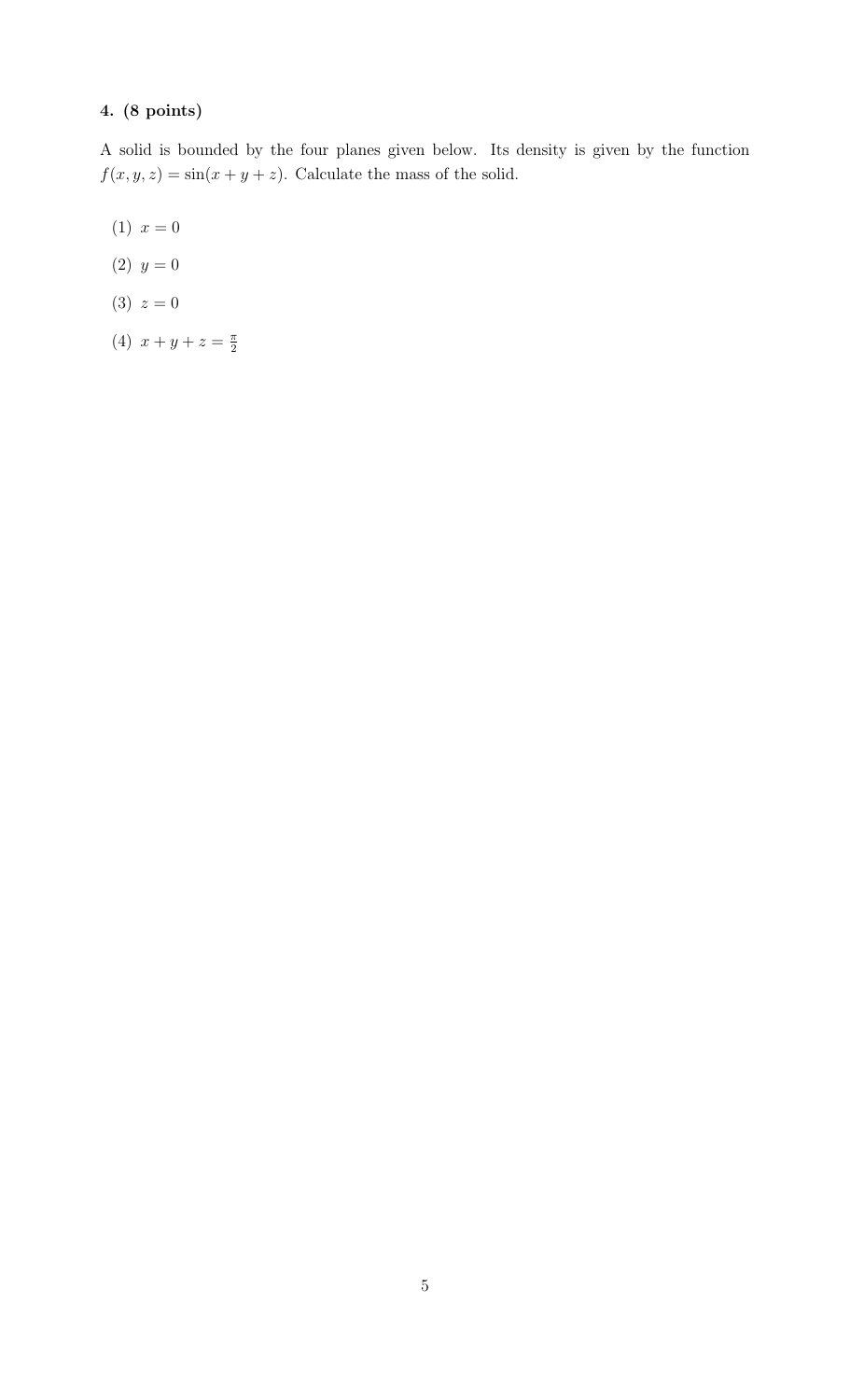**4. (8 points)**

A solid is bounded by the four planes given below. Its density is given by the function $f(x, y, z) = \sin(x + y + z)$. Calculate the mass of the solid.

(1) $x = 0$

(2) $y = 0$

(3) $z = 0$

(4) $x + y + z = \frac{\pi}{2}$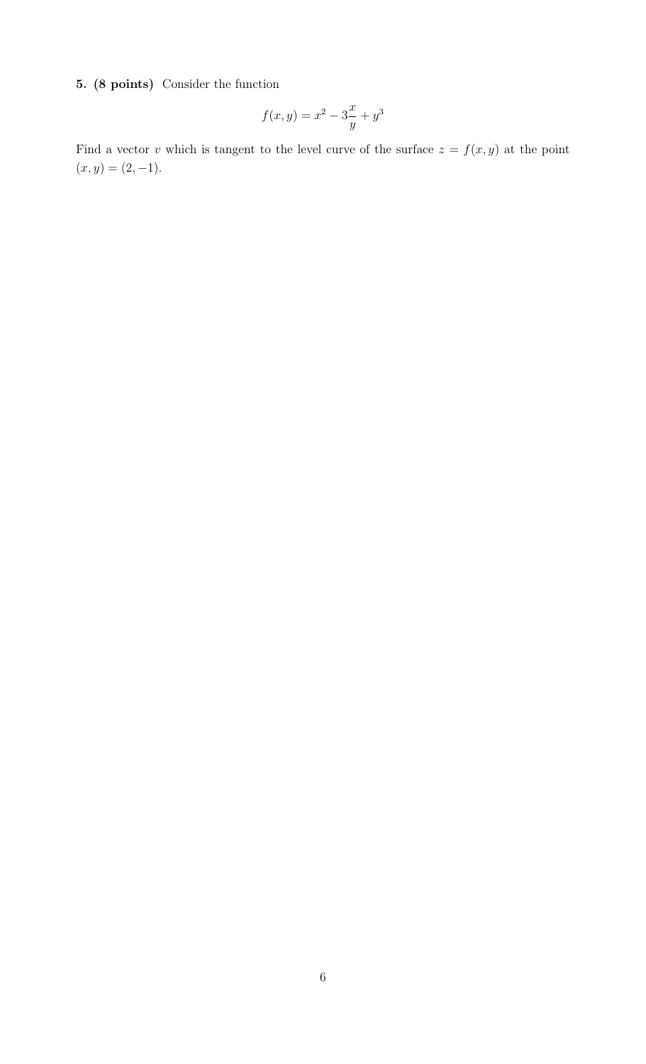**5. (8 points)** Consider the function

$$f(x, y) = x^2 - 3\frac{x}{y} + y^3$$

Find a vector $v$ which is tangent to the level curve of the surface $z = f(x, y)$ at the point $(x, y) = (2, -1)$.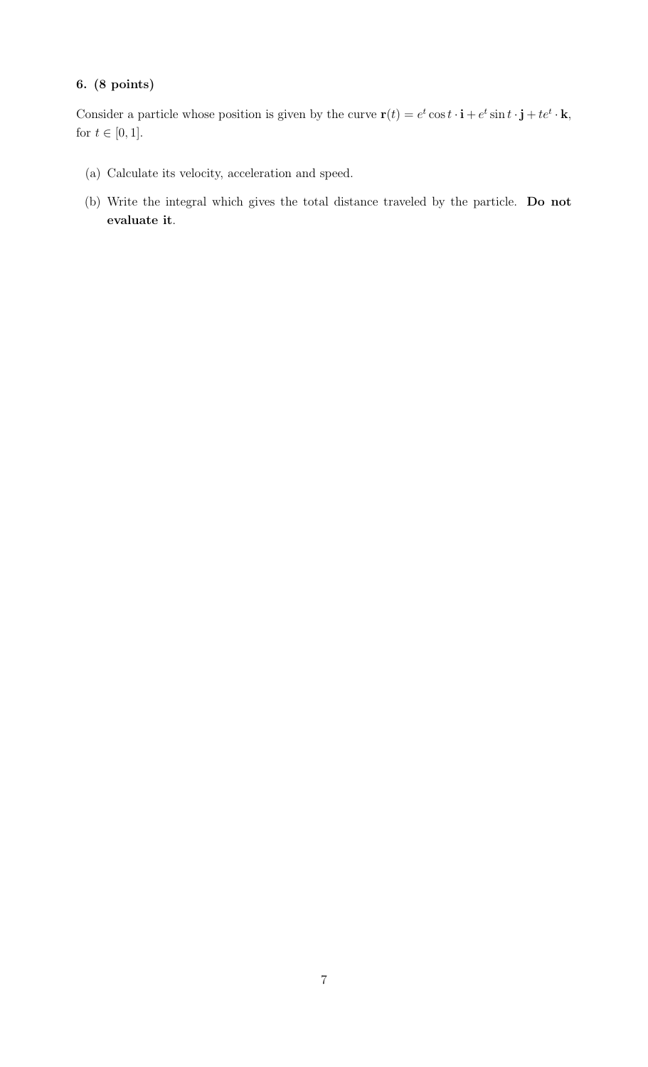**6. (8 points)**

Consider a particle whose position is given by the curve $\mathbf{r}(t) = e^t \cos t \cdot \mathbf{i} + e^t \sin t \cdot \mathbf{j} + te^t \cdot \mathbf{k}$, for $t \in [0, 1]$.

(a) Calculate its velocity, acceleration and speed.

(b) Write the integral which gives the total distance traveled by the particle. **Do not evaluate it**.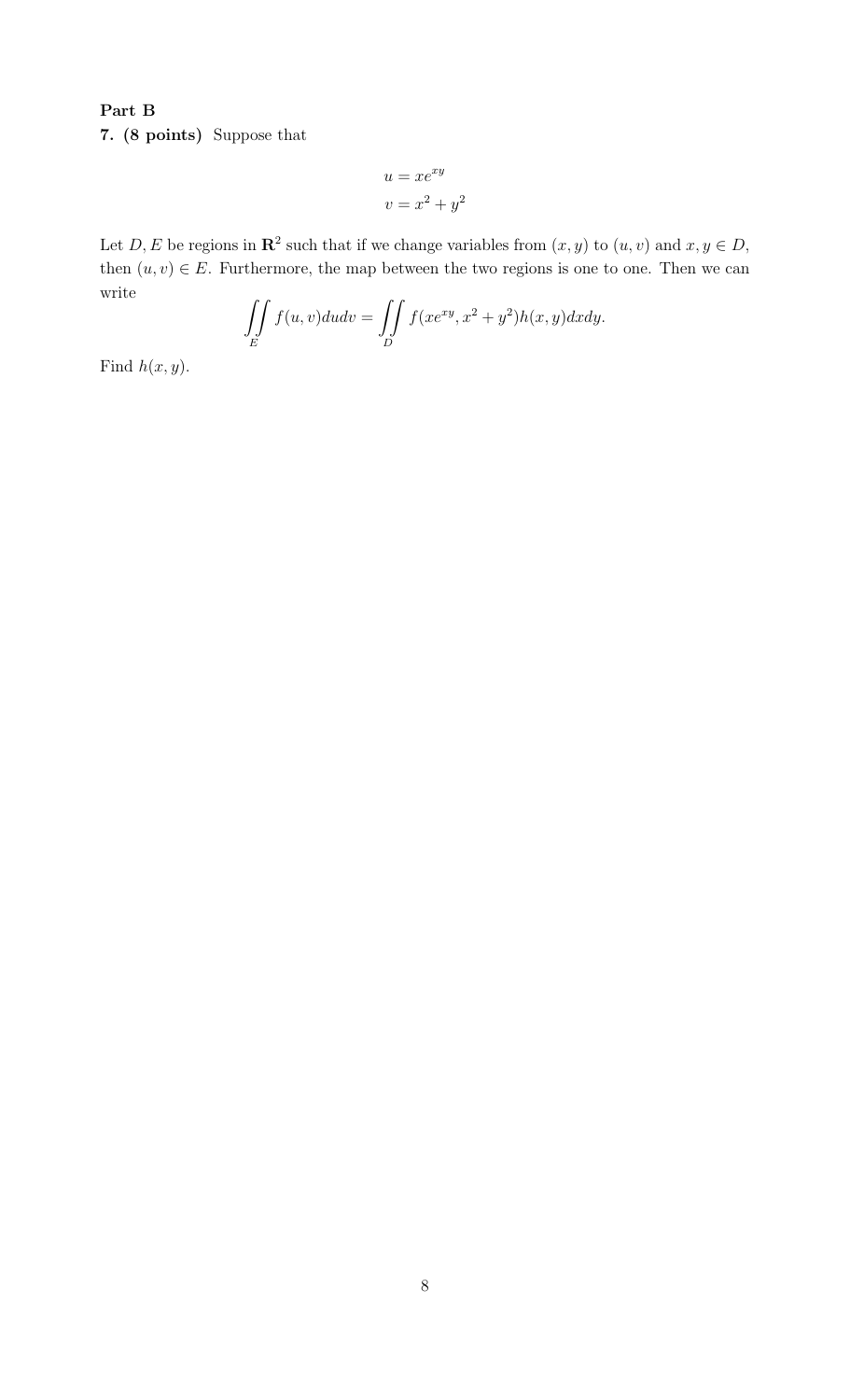**Part B**

**7. (8 points)** Suppose that

$$u = xe^{xy}$$
$$v = x^2 + y^2$$

Let $D, E$ be regions in $\mathbf{R}^2$ such that if we change variables from $(x, y)$ to $(u, v)$ and $x, y \in D$, then $(u, v) \in E$. Furthermore, the map between the two regions is one to one. Then we can write

$$\iint\limits_{E} f(u, v) du dv = \iint\limits_{D} f(xe^{xy}, x^2 + y^2) h(x, y) dx dy.$$

Find $h(x, y)$.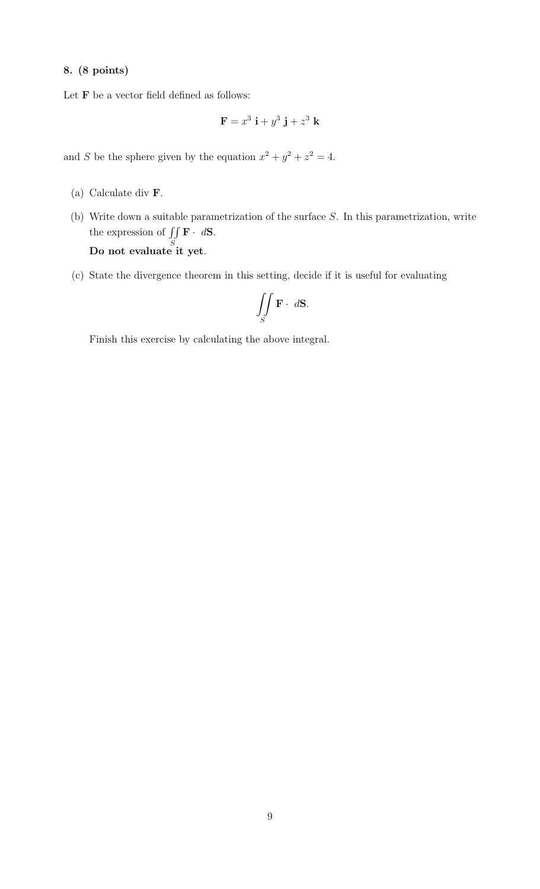**8. (8 points)**

Let $\mathbf{F}$ be a vector field defined as follows:

$$\mathbf{F} = x^3\ \mathbf{i} + y^3\ \mathbf{j} + z^3\ \mathbf{k}$$

and $S$ be the sphere given by the equation $x^2 + y^2 + z^2 = 4$.

(a) Calculate div $\mathbf{F}$.

(b) Write down a suitable parametrization of the surface $S$. In this parametrization, write the expression of $\iint_S \mathbf{F} \cdot\ d\mathbf{S}$.
**Do not evaluate it yet**.

(c) State the divergence theorem in this setting, decide if it is useful for evaluating

$$\iint_S \mathbf{F} \cdot\ d\mathbf{S}.$$

Finish this exercise by calculating the above integral.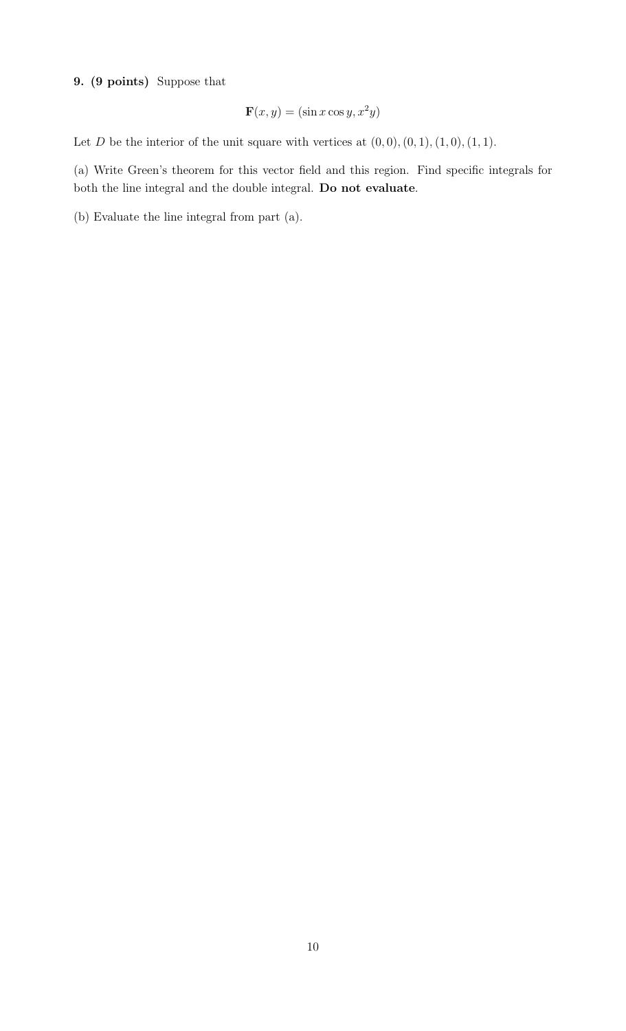**9. (9 points)** Suppose that

$$\mathbf{F}(x, y) = (\sin x \cos y, x^2 y)$$

Let $D$ be the interior of the unit square with vertices at $(0,0), (0,1), (1,0), (1,1)$.

(a) Write Green's theorem for this vector field and this region. Find specific integrals for both the line integral and the double integral. **Do not evaluate**.

(b) Evaluate the line integral from part (a).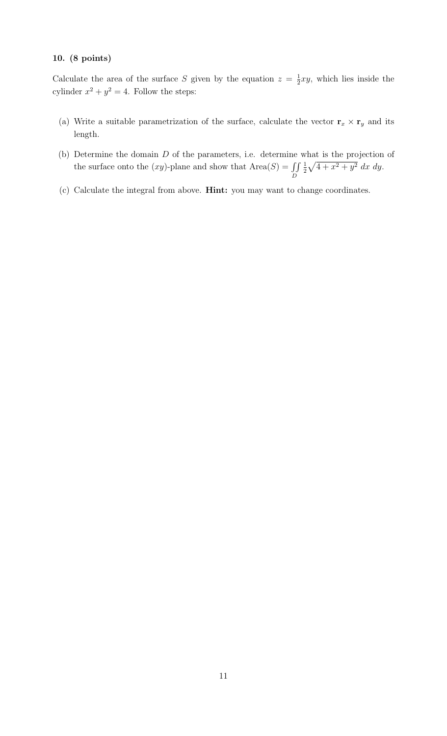**10. (8 points)**

Calculate the area of the surface $S$ given by the equation $z = \frac{1}{2}xy$, which lies inside the cylinder $x^2 + y^2 = 4$. Follow the steps:

(a) Write a suitable parametrization of the surface, calculate the vector $\mathbf{r}_x \times \mathbf{r}_y$ and its length.

(b) Determine the domain $D$ of the parameters, i.e. determine what is the projection of the surface onto the $(xy)$-plane and show that $\text{Area}(S) = \iint\limits_D \frac{1}{2}\sqrt{4 + x^2 + y^2}\; dx\; dy$.

(c) Calculate the integral from above. **Hint:** you may want to change coordinates.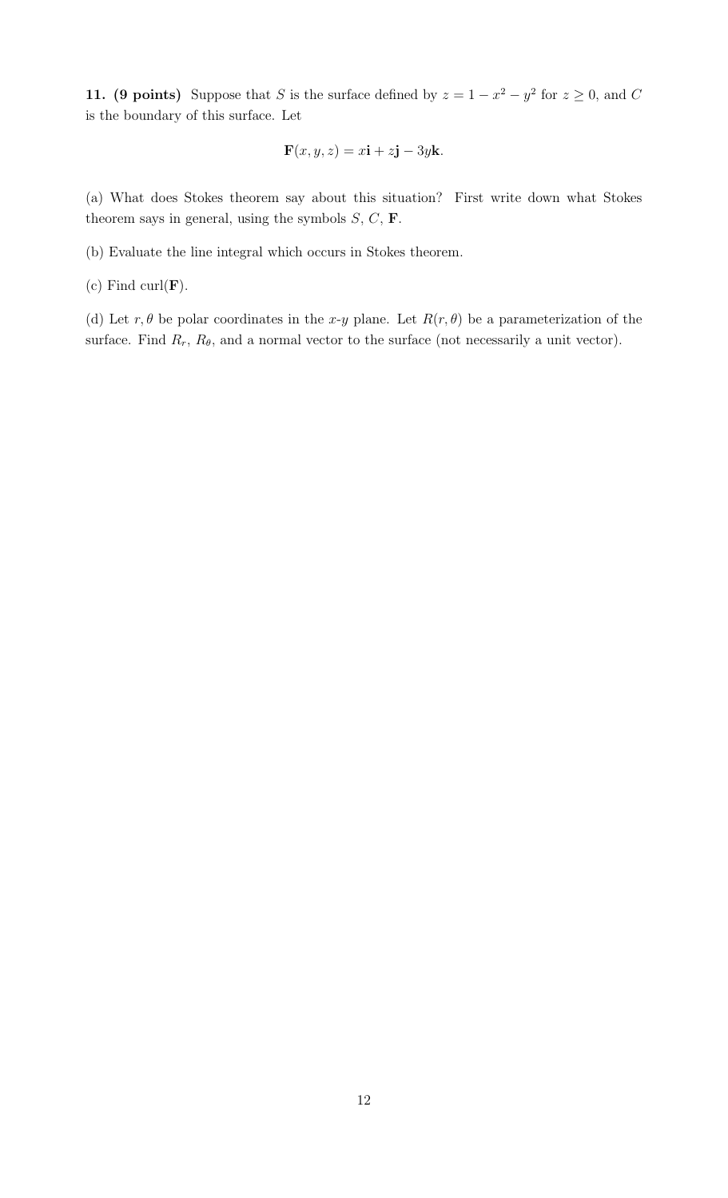**11. (9 points)** Suppose that $S$ is the surface defined by $z = 1 - x^2 - y^2$ for $z \geq 0$, and $C$ is the boundary of this surface. Let

$$\mathbf{F}(x, y, z) = x\mathbf{i} + z\mathbf{j} - 3y\mathbf{k}.$$

(a) What does Stokes theorem say about this situation? First write down what Stokes theorem says in general, using the symbols $S$, $C$, $\mathbf{F}$.

(b) Evaluate the line integral which occurs in Stokes theorem.

(c) Find $\operatorname{curl}(\mathbf{F})$.

(d) Let $r, \theta$ be polar coordinates in the $x$-$y$ plane. Let $R(r, \theta)$ be a parameterization of the surface. Find $R_r$, $R_\theta$, and a normal vector to the surface (not necessarily a unit vector).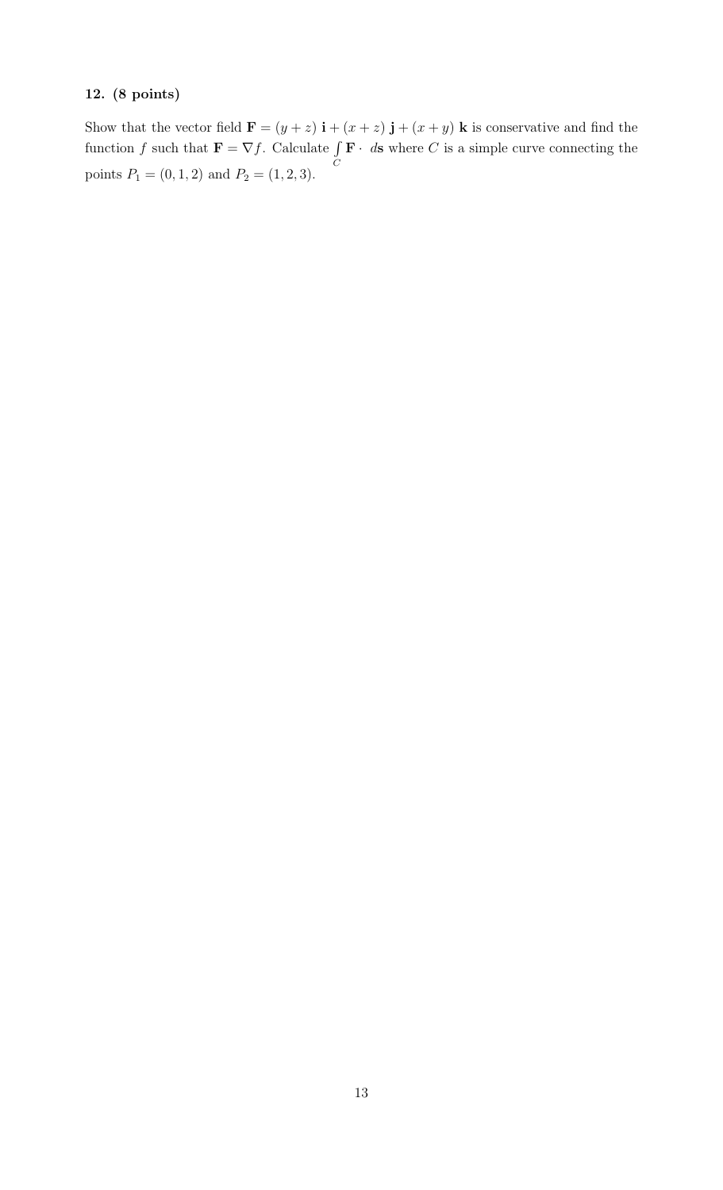**12. (8 points)**

Show that the vector field $\mathbf{F} = (y+z)\,\mathbf{i} + (x+z)\,\mathbf{j} + (x+y)\,\mathbf{k}$ is conservative and find the function $f$ such that $\mathbf{F} = \nabla f$. Calculate $\int_C \mathbf{F} \cdot \, d\mathbf{s}$ where $C$ is a simple curve connecting the points $P_1 = (0,1,2)$ and $P_2 = (1,2,3)$.